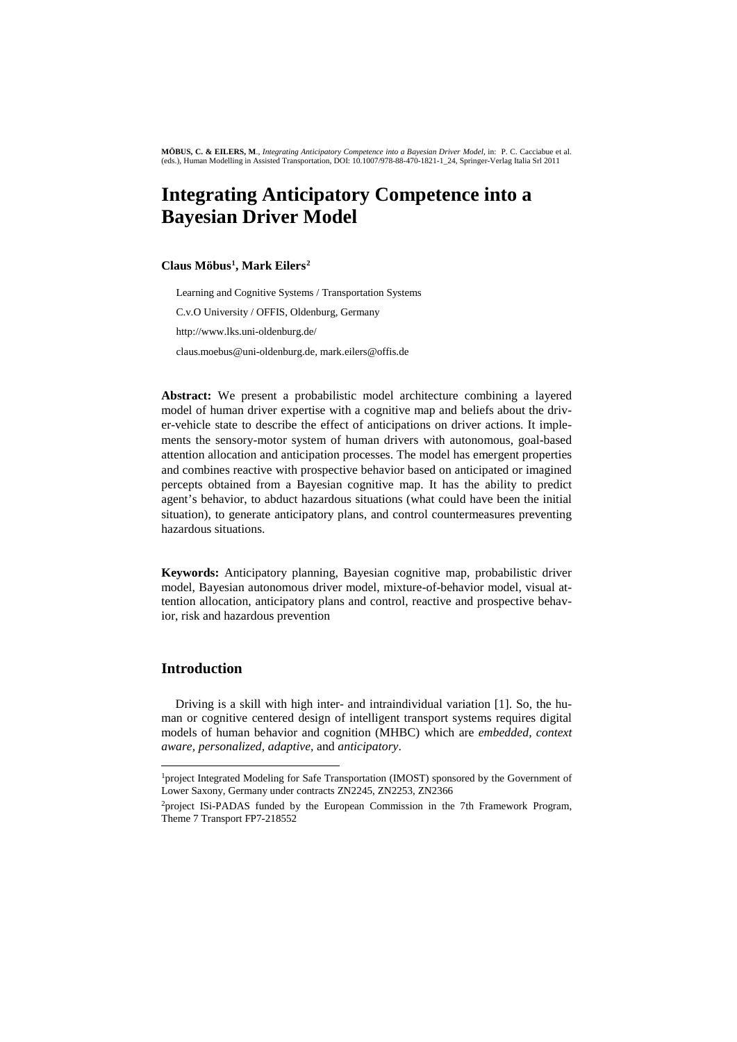**MÖBUS, C. & EILERS, M.**, *Integrating Anticipatory Competence into a Bayesian Driver Model*, in: P. C. Cacciabue et al. (eds.), Human Modelling in Assisted Transportation, DOI: 10.1007/978-88-470-1821-1_24, Springer-Verlag Italia Srl 2011

# Integrating Anticipatory Competence into a Bayesian Driver Model

**Claus Möbus[1], Mark Eilers[2]**

Learning and Cognitive Systems / Transportation Systems

C.v.O University / OFFIS, Oldenburg, Germany

http://www.lks.uni-oldenburg.de/

claus.moebus@uni-oldenburg.de, mark.eilers@offis.de

**Abstract:** We present a probabilistic model architecture combining a layered model of human driver expertise with a cognitive map and beliefs about the driver-vehicle state to describe the effect of anticipations on driver actions. It implements the sensory-motor system of human drivers with autonomous, goal-based attention allocation and anticipation processes. The model has emergent properties and combines reactive with prospective behavior based on anticipated or imagined percepts obtained from a Bayesian cognitive map. It has the ability to predict agent's behavior, to abduct hazardous situations (what could have been the initial situation), to generate anticipatory plans, and control countermeasures preventing hazardous situations.

**Keywords:** Anticipatory planning, Bayesian cognitive map, probabilistic driver model, Bayesian autonomous driver model, mixture-of-behavior model, visual attention allocation, anticipatory plans and control, reactive and prospective behavior, risk and hazardous prevention

## Introduction

Driving is a skill with high inter- and intraindividual variation [1]. So, the human or cognitive centered design of intelligent transport systems requires digital models of human behavior and cognition (MHBC) which are *embedded, context aware, personalized, adaptive,* and *anticipatory*.

[1]project Integrated Modeling for Safe Transportation (IMOST) sponsored by the Government of Lower Saxony, Germany under contracts ZN2245, ZN2253, ZN2366

[2]project ISi-PADAS funded by the European Commission in the 7th Framework Program, Theme 7 Transport FP7-218552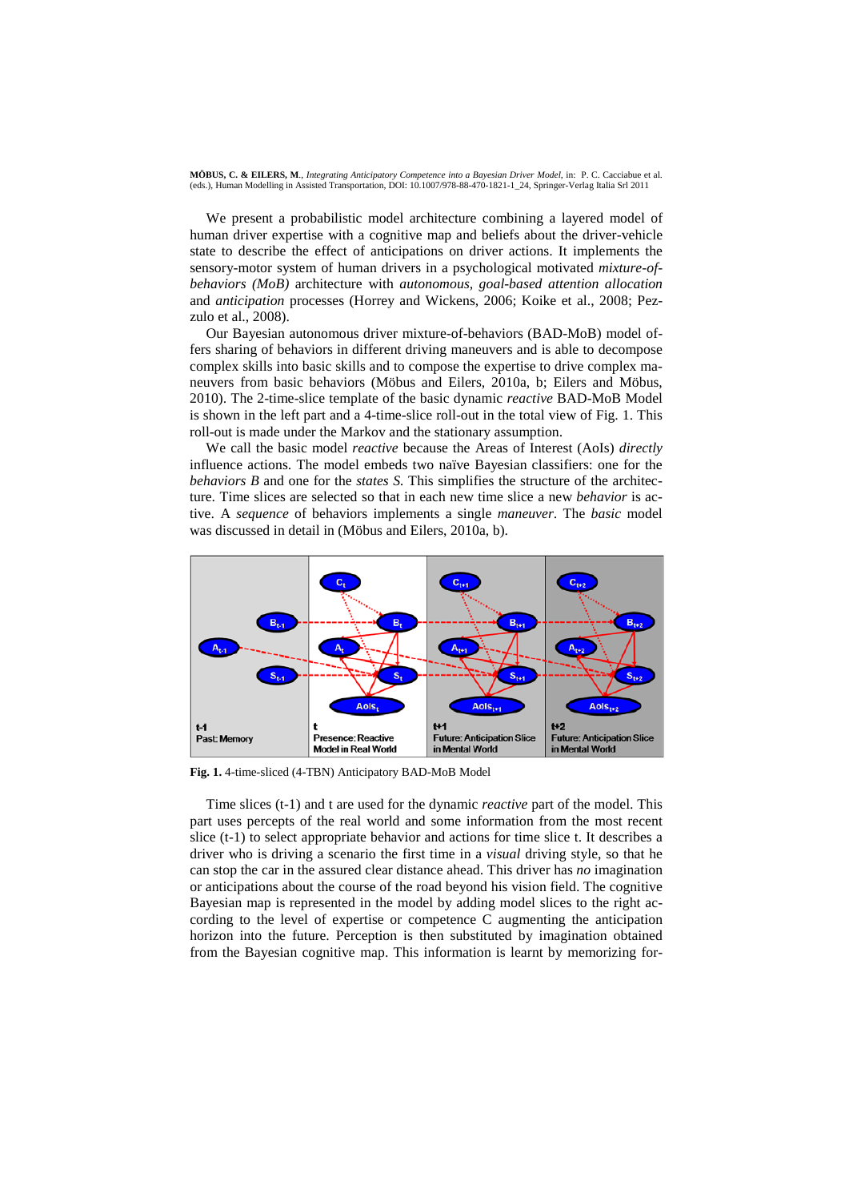MÖBUS, C. & EILERS, M., *Integrating Anticipatory Competence into a Bayesian Driver Model*, in: P. C. Cacciabue et al. (eds.), Human Modelling in Assisted Transportation, DOI: 10.1007/978-88-470-1821-1_24, Springer-Verlag Italia Srl 2011

We present a probabilistic model architecture combining a layered model of human driver expertise with a cognitive map and beliefs about the driver-vehicle state to describe the effect of anticipations on driver actions. It implements the sensory-motor system of human drivers in a psychological motivated *mixture-of-behaviors (MoB)* architecture with *autonomous, goal-based attention allocation* and *anticipation* processes (Horrey and Wickens, 2006; Koike et al., 2008; Pezzulo et al., 2008).

Our Bayesian autonomous driver mixture-of-behaviors (BAD-MoB) model offers sharing of behaviors in different driving maneuvers and is able to decompose complex skills into basic skills and to compose the expertise to drive complex maneuvers from basic behaviors (Möbus and Eilers, 2010a, b; Eilers and Möbus, 2010). The 2-time-slice template of the basic dynamic *reactive* BAD-MoB Model is shown in the left part and a 4-time-slice roll-out in the total view of Fig. 1. This roll-out is made under the Markov and the stationary assumption.

We call the basic model *reactive* because the Areas of Interest (AoIs) *directly* influence actions. The model embeds two naïve Bayesian classifiers: one for the *behaviors B* and one for the *states S.* This simplifies the structure of the architecture. Time slices are selected so that in each new time slice a new *behavior* is active. A *sequence* of behaviors implements a single *maneuver*. The *basic* model was discussed in detail in (Möbus and Eilers, 2010a, b).

**Fig. 1.** 4-time-sliced (4-TBN) Anticipatory BAD-MoB Model

Time slices (t-1) and t are used for the dynamic *reactive* part of the model. This part uses percepts of the real world and some information from the most recent slice (t-1) to select appropriate behavior and actions for time slice t. It describes a driver who is driving a scenario the first time in a *visual* driving style, so that he can stop the car in the assured clear distance ahead. This driver has *no* imagination or anticipations about the course of the road beyond his vision field. The cognitive Bayesian map is represented in the model by adding model slices to the right according to the level of expertise or competence C augmenting the anticipation horizon into the future. Perception is then substituted by imagination obtained from the Bayesian cognitive map. This information is learnt by memorizing for-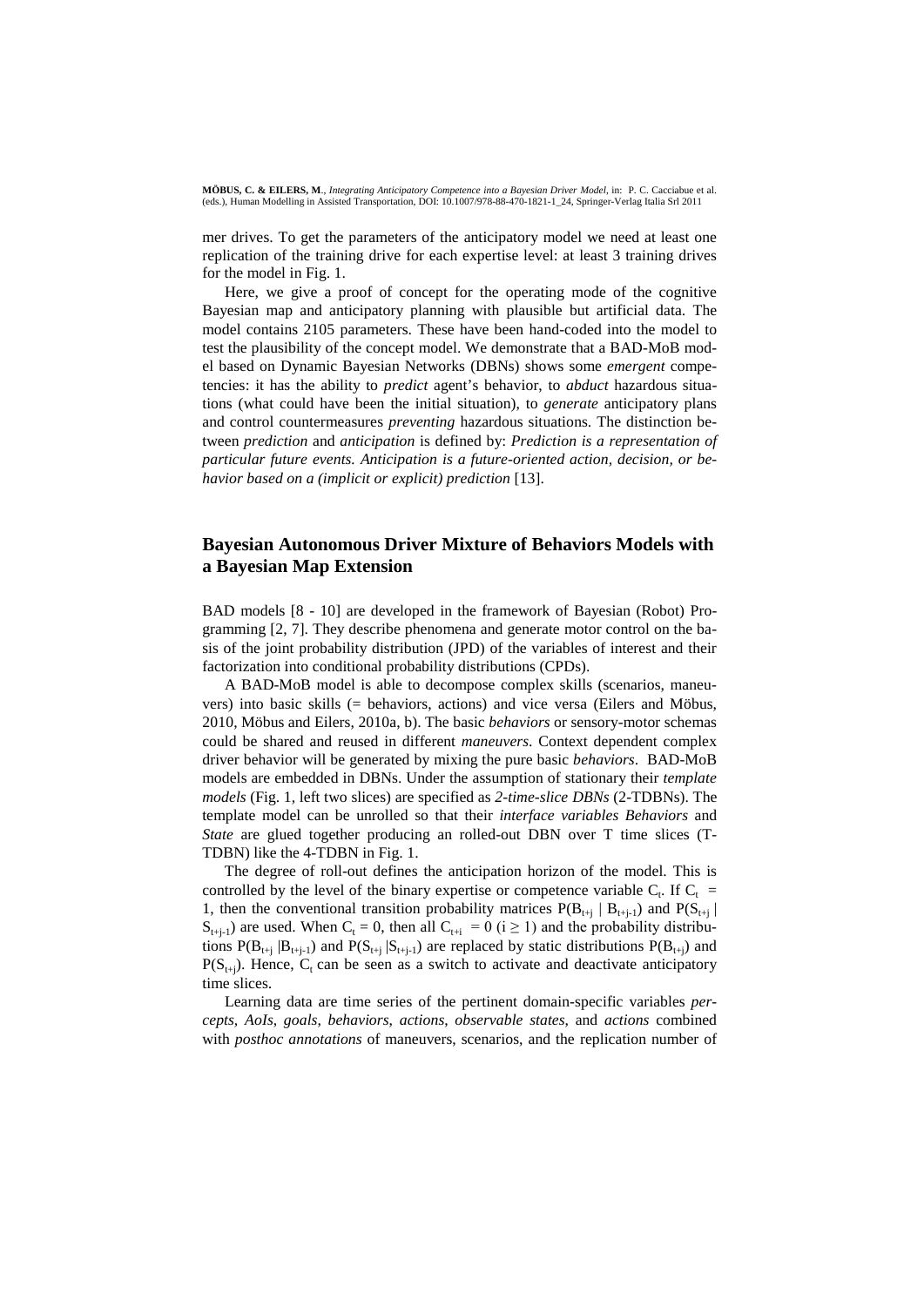mer drives. To get the parameters of the anticipatory model we need at least one replication of the training drive for each expertise level: at least 3 training drives for the model in Fig. 1.

Here, we give a proof of concept for the operating mode of the cognitive Bayesian map and anticipatory planning with plausible but artificial data. The model contains 2105 parameters. These have been hand-coded into the model to test the plausibility of the concept model. We demonstrate that a BAD-MoB model based on Dynamic Bayesian Networks (DBNs) shows some *emergent* competencies: it has the ability to *predict* agent's behavior, to *abduct* hazardous situations (what could have been the initial situation), to *generate* anticipatory plans and control countermeasures *preventing* hazardous situations. The distinction between *prediction* and *anticipation* is defined by: *Prediction is a representation of particular future events. Anticipation is a future-oriented action, decision, or behavior based on a (implicit or explicit) prediction* [13].

## Bayesian Autonomous Driver Mixture of Behaviors Models with a Bayesian Map Extension

BAD models [8 - 10] are developed in the framework of Bayesian (Robot) Programming [2, 7]. They describe phenomena and generate motor control on the basis of the joint probability distribution (JPD) of the variables of interest and their factorization into conditional probability distributions (CPDs).

A BAD-MoB model is able to decompose complex skills (scenarios, maneuvers) into basic skills (= behaviors, actions) and vice versa (Eilers and Möbus, 2010, Möbus and Eilers, 2010a, b). The basic *behaviors* or sensory-motor schemas could be shared and reused in different *maneuvers*. Context dependent complex driver behavior will be generated by mixing the pure basic *behaviors*. BAD-MoB models are embedded in DBNs. Under the assumption of stationary their *template models* (Fig. 1, left two slices) are specified as *2-time-slice DBNs* (2-TDBNs). The template model can be unrolled so that their *interface variables Behaviors* and *State* are glued together producing an rolled-out DBN over T time slices (T-TDBN) like the 4-TDBN in Fig. 1.

The degree of roll-out defines the anticipation horizon of the model. This is controlled by the level of the binary expertise or competence variable $C_t$. If $C_t = 1$, then the conventional transition probability matrices $P(B_{t+j} \mid B_{t+j-1})$ and $P(S_{t+j} \mid S_{t+j-1})$ are used. When $C_t = 0$, then all $C_{t+i} = 0$ ($i \geq 1$) and the probability distributions $P(B_{t+j} \mid B_{t+j-1})$ and $P(S_{t+j} \mid S_{t+j-1})$ are replaced by static distributions $P(B_{t+j})$ and $P(S_{t+j})$. Hence, $C_t$ can be seen as a switch to activate and deactivate anticipatory time slices.

Learning data are time series of the pertinent domain-specific variables *percepts*, *AoIs*, *goals*, *behaviors*, *actions*, *observable states*, and *actions* combined with *posthoc annotations* of maneuvers, scenarios, and the replication number of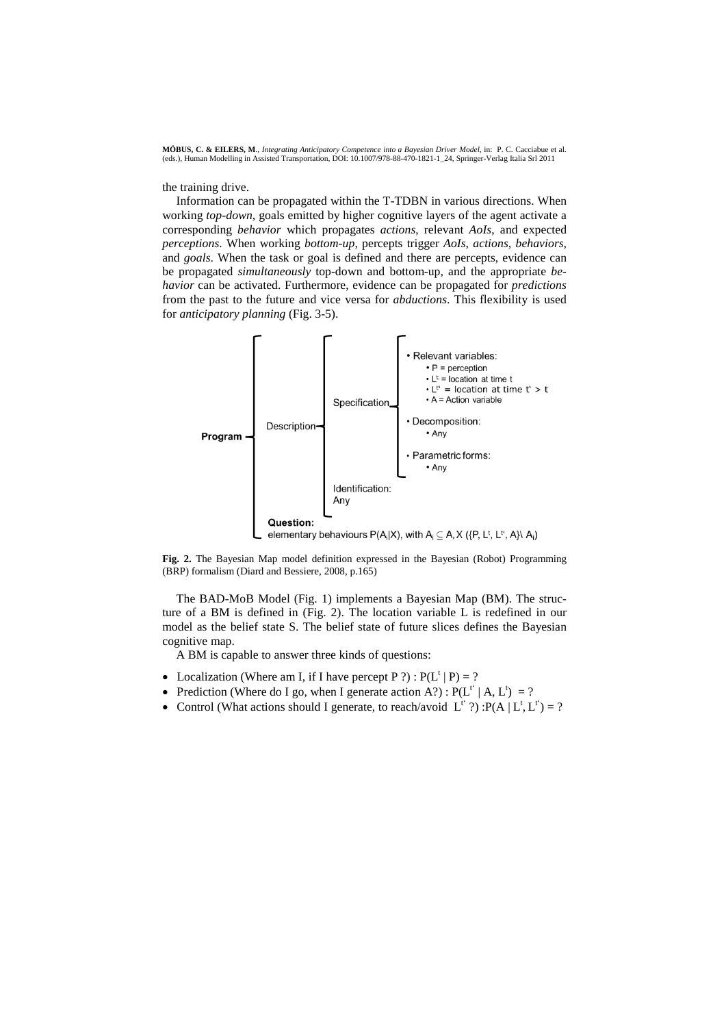the training drive.

Information can be propagated within the T-TDBN in various directions. When working *top-down*, goals emitted by higher cognitive layers of the agent activate a corresponding *behavior* which propagates *actions*, relevant *AoIs*, and expected *perceptions*. When working *bottom-up*, percepts trigger *AoIs*, *actions*, *behaviors*, and *goals*. When the task or goal is defined and there are percepts, evidence can be propagated *simultaneously* top-down and bottom-up, and the appropriate *behavior* can be activated. Furthermore, evidence can be propagated for *predictions* from the past to the future and vice versa for *abductions*. This flexibility is used for *anticipatory planning* (Fig. 3-5).

- **Program**
  - Description
    - Specification
      - Relevant variables:
        - P = perception
        - $L^t$ = location at time t
        - $L^{t'}$ = location at time $t' > t$
        - A = Action variable
      - Decomposition:
        - Any
      - Parametric forms:
        - Any
    - Identification: Any
  - **Question:** elementary behaviours $P(A_i|X)$, with $A_i \subseteq A, X \; (\{P, L^t, L^{t'}, A\} \backslash A_i)$

**Fig. 2.** The Bayesian Map model definition expressed in the Bayesian (Robot) Programming (BRP) formalism (Diard and Bessiere, 2008, p.165)

The BAD-MoB Model (Fig. 1) implements a Bayesian Map (BM). The structure of a BM is defined in (Fig. 2). The location variable L is redefined in our model as the belief state S. The belief state of future slices defines the Bayesian cognitive map.

A BM is capable to answer three kinds of questions:

- Localization (Where am I, if I have percept P ?) : $P(L^t \mid P) = ?$
- Prediction (Where do I go, when I generate action A?) : $P(L^{t'} \mid A, L^t) = ?$
- Control (What actions should I generate, to reach/avoid $L^{t'}$ ?) :$P(A \mid L^t, L^{t'}) = ?$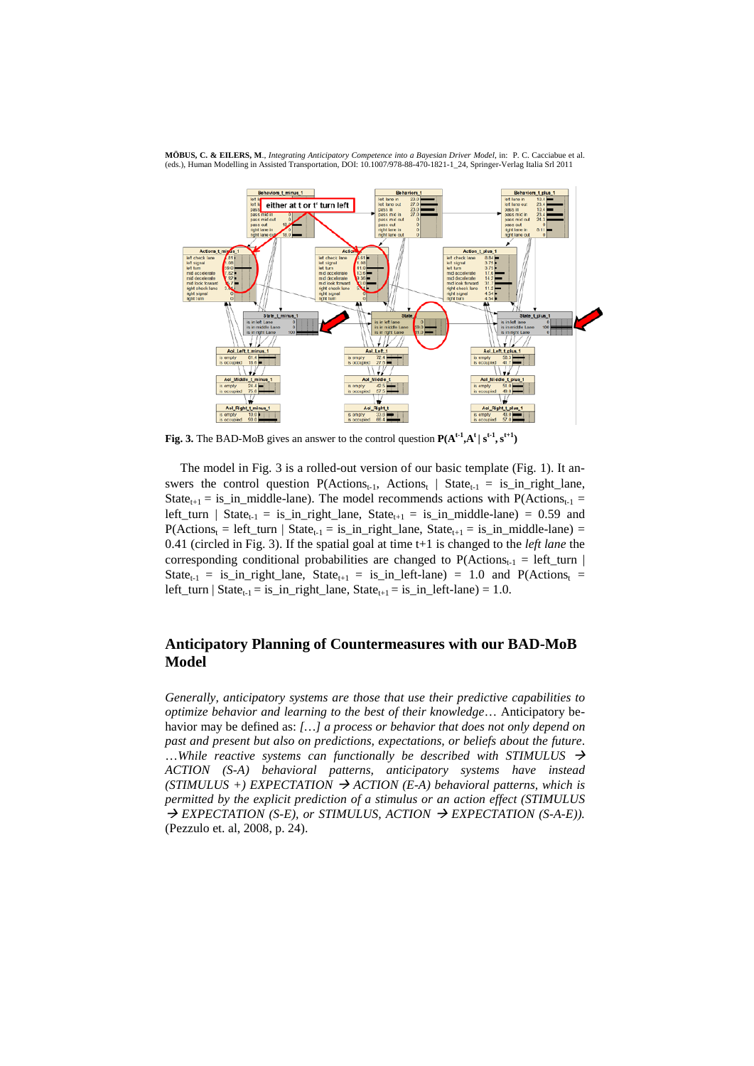**Fig. 3.** The BAD-MoB gives an answer to the control question $\mathbf{P(A^{t-1},A^{t} \mid s^{t-1},s^{t+1})}$

The model in Fig. 3 is a rolled-out version of our basic template (Fig. 1). It answers the control question P(Actions$_{t-1}$, Actions$_t$ | State$_{t-1}$ = is_in_right_lane, State$_{t+1}$ = is_in_middle-lane). The model recommends actions with P(Actions$_{t-1}$ = left_turn | State$_{t-1}$ = is_in_right_lane, State$_{t+1}$ = is_in_middle-lane) = 0.59 and P(Actions$_t$ = left_turn | State$_{t-1}$ = is_in_right_lane, State$_{t+1}$ = is_in_middle-lane) = 0.41 (circled in Fig. 3). If the spatial goal at time t+1 is changed to the *left lane* the corresponding conditional probabilities are changed to P(Actions$_{t-1}$ = left_turn | State$_{t-1}$ = is_in_right_lane, State$_{t+1}$ = is_in_left-lane) = 1.0 and P(Actions$_t$ = left_turn | State$_{t-1}$ = is_in_right_lane, State$_{t+1}$ = is_in_left-lane) = 1.0.

## Anticipatory Planning of Countermeasures with our BAD-MoB Model

*Generally, anticipatory systems are those that use their predictive capabilities to optimize behavior and learning to the best of their knowledge*… Anticipatory behavior may be defined as: *[…] a process or behavior that does not only depend on past and present but also on predictions, expectations, or beliefs about the future. …While reactive systems can functionally be described with STIMULUS → ACTION (S-A) behavioral patterns, anticipatory systems have instead (STIMULUS +) EXPECTATION → ACTION (E-A) behavioral patterns, which is permitted by the explicit prediction of a stimulus or an action effect (STIMULUS → EXPECTATION (S-E), or STIMULUS, ACTION → EXPECTATION (S-A-E)).* (Pezzulo et. al, 2008, p. 24).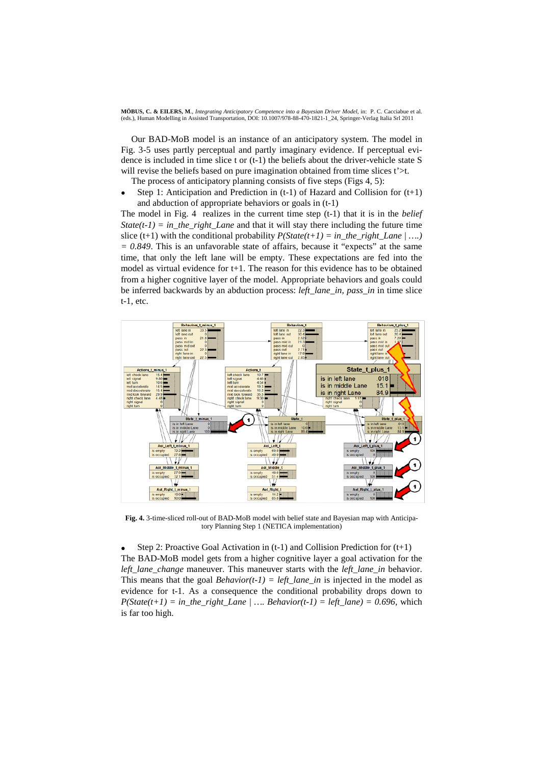Our BAD-MoB model is an instance of an anticipatory system. The model in Fig. 3-5 uses partly perceptual and partly imaginary evidence. If perceptual evidence is included in time slice t or (t-1) the beliefs about the driver-vehicle state S will revise the beliefs based on pure imagination obtained from time slices t'>t.

The process of anticipatory planning consists of five steps (Figs 4, 5):

- Step 1: Anticipation and Prediction in (t-1) of Hazard and Collision for (t+1) and abduction of appropriate behaviors or goals in (t-1)

The model in Fig. 4 realizes in the current time step (t-1) that it is in the *belief State(t-1) = in_the_right_Lane* and that it will stay there including the future time slice (t+1) with the conditional probability *P(State(t+1) = in_the_right_Lane | ….) = 0.849*. This is an unfavorable state of affairs, because it "expects" at the same time, that only the left lane will be empty. These expectations are fed into the model as virtual evidence for t+1. The reason for this evidence has to be obtained from a higher cognitive layer of the model. Appropriate behaviors and goals could be inferred backwards by an abduction process: *left_lane_in, pass_in* in time slice t-1, etc.

**Fig. 4.** 3-time-sliced roll-out of BAD-MoB model with belief state and Bayesian map with Anticipatory Planning Step 1 (NETICA implementation)

- Step 2: Proactive Goal Activation in (t-1) and Collision Prediction for (t+1)

The BAD-MoB model gets from a higher cognitive layer a goal activation for the *left_lane_change* maneuver. This maneuver starts with the *left_lane_in* behavior. This means that the goal *Behavior(t-1) = left_lane_in* is injected in the model as evidence for t-1. As a consequence the conditional probability drops down to *P(State(t+1) = in_the_right_Lane | …. Behavior(t-1) = left_lane) = 0.696*, which is far too high.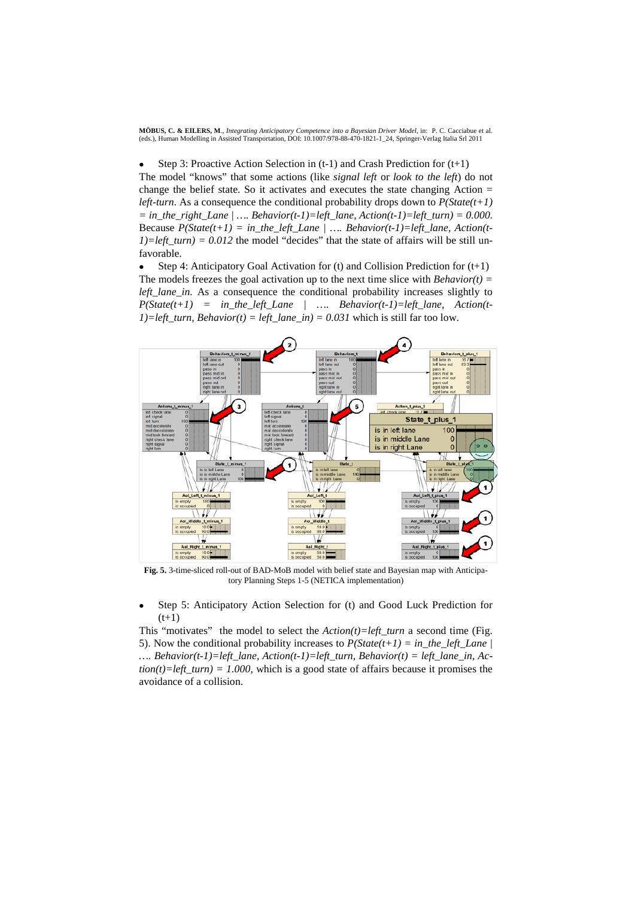- Step 3: Proactive Action Selection in (t-1) and Crash Prediction for (t+1)

The model "knows" that some actions (like *signal left* or *look to the left*) do not change the belief state. So it activates and executes the state changing Action = *left-turn*. As a consequence the conditional probability drops down to *P(State(t+1) = in_the_right_Lane | …. Behavior(t-1)=left_lane, Action(t-1)=left_turn) = 0.000*. Because *P(State(t+1) = in_the_left_Lane | …. Behavior(t-1)=left_lane, Action(t-1)=left_turn) = 0.012* the model "decides" that the state of affairs will be still unfavorable.

- Step 4: Anticipatory Goal Activation for (t) and Collision Prediction for (t+1)

The models freezes the goal activation up to the next time slice with *Behavior(t) = left_lane_in*. As a consequence the conditional probability increases slightly to *P(State(t+1) = in_the_left_Lane | …. Behavior(t-1)=left_lane, Action(t-1)=left_turn, Behavior(t) = left_lane_in) = 0.031* which is still far too low.

**Fig. 5.** 3-time-sliced roll-out of BAD-MoB model with belief state and Bayesian map with Anticipatory Planning Steps 1-5 (NETICA implementation)

- Step 5: Anticipatory Action Selection for (t) and Good Luck Prediction for (t+1)

This "motivates" the model to select the *Action(t)=left_turn* a second time (Fig. 5). Now the conditional probability increases to *P(State(t+1) = in_the_left_Lane | …. Behavior(t-1)=left_lane, Action(t-1)=left_turn, Behavior(t) = left_lane_in, Action(t)=left_turn) = 1.000*, which is a good state of affairs because it promises the avoidance of a collision.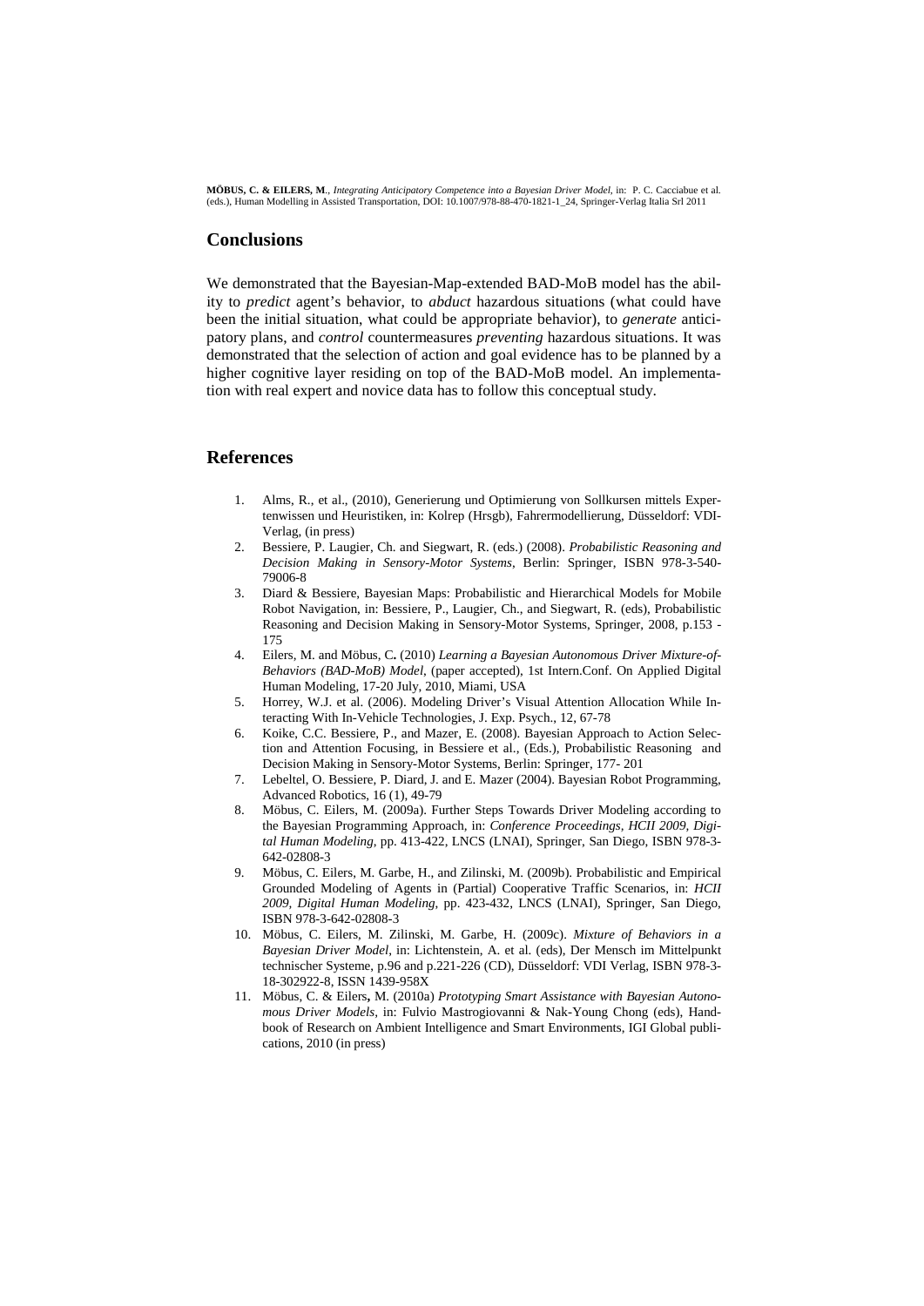## Conclusions

We demonstrated that the Bayesian-Map-extended BAD-MoB model has the ability to *predict* agent's behavior, to *abduct* hazardous situations (what could have been the initial situation, what could be appropriate behavior), to *generate* anticipatory plans, and *control* countermeasures *preventing* hazardous situations. It was demonstrated that the selection of action and goal evidence has to be planned by a higher cognitive layer residing on top of the BAD-MoB model. An implementation with real expert and novice data has to follow this conceptual study.

## References

1. Alms, R., et al., (2010), Generierung und Optimierung von Sollkursen mittels Expertenwissen und Heuristiken, in: Kolrep (Hrsgb), Fahrermodellierung, Düsseldorf: VDI-Verlag, (in press)
2. Bessiere, P. Laugier, Ch. and Siegwart, R. (eds.) (2008). *Probabilistic Reasoning and Decision Making in Sensory-Motor Systems*, Berlin: Springer, ISBN 978-3-540-79006-8
3. Diard & Bessiere, Bayesian Maps: Probabilistic and Hierarchical Models for Mobile Robot Navigation, in: Bessiere, P., Laugier, Ch., and Siegwart, R. (eds), Probabilistic Reasoning and Decision Making in Sensory-Motor Systems, Springer, 2008, p.153 - 175
4. Eilers, M. and Möbus, C**.** (2010) *Learning a Bayesian Autonomous Driver Mixture-of-Behaviors (BAD-MoB) Model*, (paper accepted), 1st Intern.Conf. On Applied Digital Human Modeling, 17-20 July, 2010, Miami, USA
5. Horrey, W.J. et al. (2006). Modeling Driver's Visual Attention Allocation While Interacting With In-Vehicle Technologies, J. Exp. Psych., 12, 67-78
6. Koike, C.C. Bessiere, P., and Mazer, E. (2008). Bayesian Approach to Action Selection and Attention Focusing, in Bessiere et al., (Eds.), Probabilistic Reasoning and Decision Making in Sensory-Motor Systems, Berlin: Springer, 177- 201
7. Lebeltel, O. Bessiere, P. Diard, J. and E. Mazer (2004). Bayesian Robot Programming, Advanced Robotics, 16 (1), 49-79
8. Möbus, C. Eilers, M. (2009a). Further Steps Towards Driver Modeling according to the Bayesian Programming Approach, in: *Conference Proceedings, HCII 2009, Digital Human Modeling*, pp. 413-422, LNCS (LNAI), Springer, San Diego, ISBN 978-3-642-02808-3
9. Möbus, C. Eilers, M. Garbe, H., and Zilinski, M. (2009b). Probabilistic and Empirical Grounded Modeling of Agents in (Partial) Cooperative Traffic Scenarios, in: *HCII 2009, Digital Human Modeling*, pp. 423-432, LNCS (LNAI), Springer, San Diego, ISBN 978-3-642-02808-3
10. Möbus, C. Eilers, M. Zilinski, M. Garbe, H. (2009c). *Mixture of Behaviors in a Bayesian Driver Model*, in: Lichtenstein, A. et al. (eds), Der Mensch im Mittelpunkt technischer Systeme, p.96 and p.221-226 (CD), Düsseldorf: VDI Verlag, ISBN 978-3-18-302922-8, ISSN 1439-958X
11. Möbus, C. & Eilers**,** M. (2010a) *Prototyping Smart Assistance with Bayesian Autonomous Driver Models*, in: Fulvio Mastrogiovanni & Nak-Young Chong (eds), Handbook of Research on Ambient Intelligence and Smart Environments, IGI Global publications, 2010 (in press)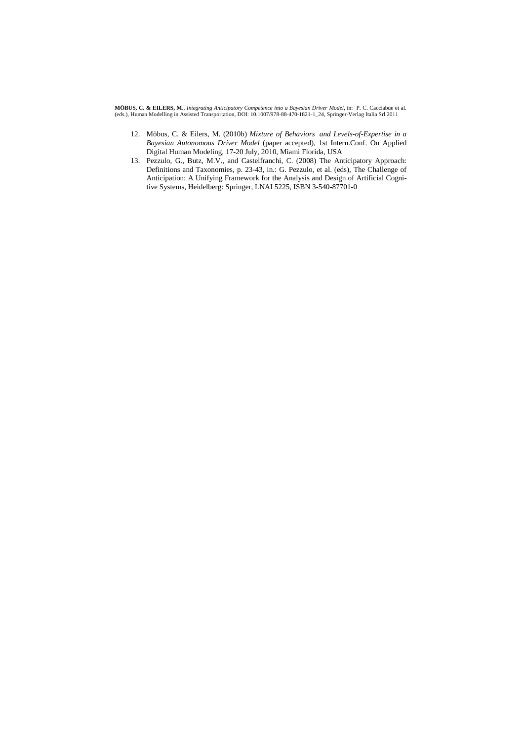12. Möbus, C. & Eilers, M. (2010b) *Mixture of Behaviors and Levels-of-Expertise in a Bayesian Autonomous Driver Model* (paper accepted), 1st Intern.Conf. On Applied Digital Human Modeling, 17-20 July, 2010, Miami Florida, USA
13. Pezzulo, G., Butz, M.V., and Castelfranchi, C. (2008) The Anticipatory Approach: Definitions and Taxonomies, p. 23-43, in.: G. Pezzulo, et al. (eds), The Challenge of Anticipation: A Unifying Framework for the Analysis and Design of Artificial Cognitive Systems, Heidelberg: Springer, LNAI 5225, ISBN 3-540-87701-0